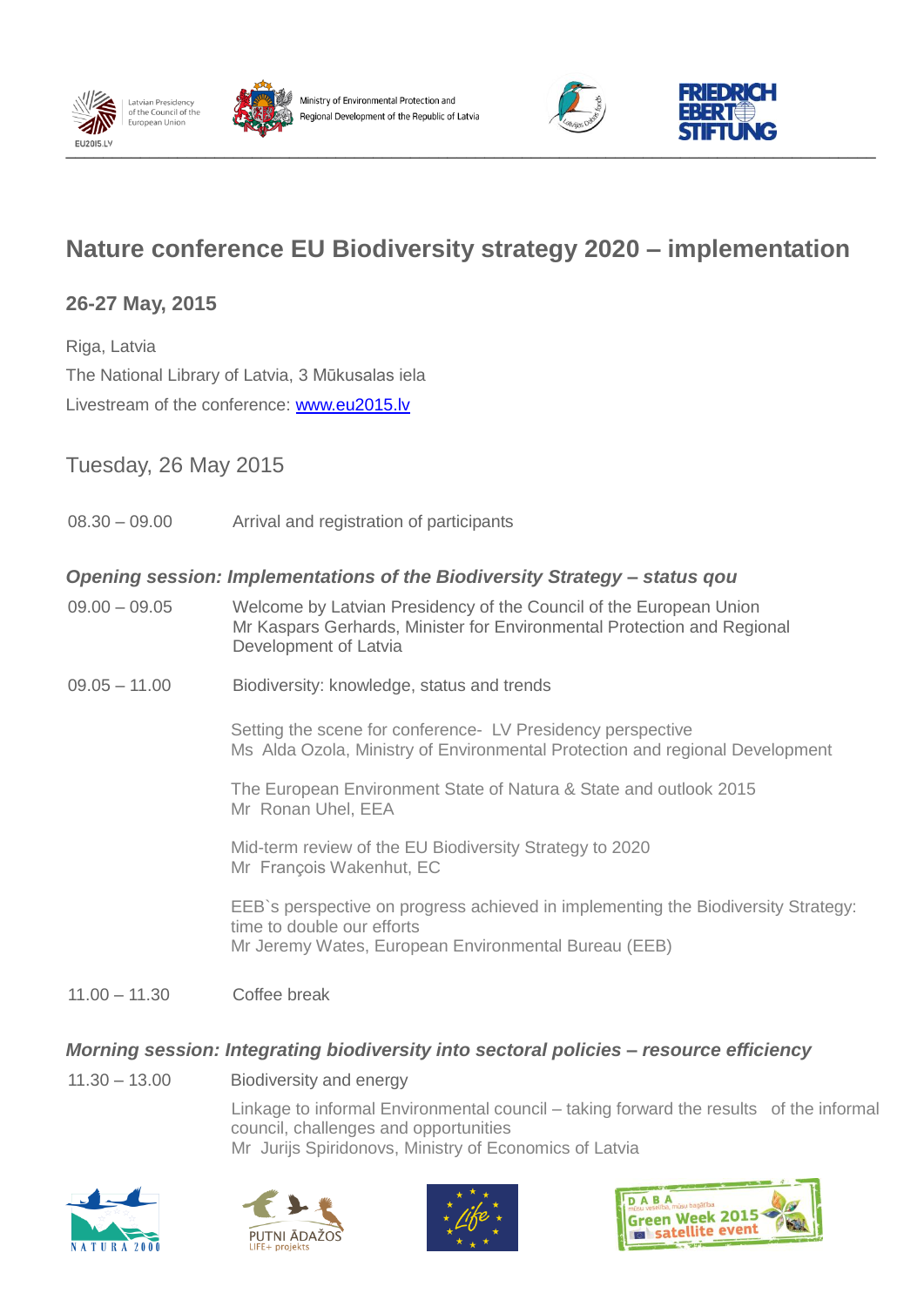# Nature conference EU Biodiversity strategy 2020 – implementation

## 26-27 May, 2015

Riga, Latvia

The National Library of Latvia, 3 Mūkusalas iela

Livestream of the conference: www.eu2015.lv

## Tuesday, 26 May 2015

08.30 – 09.00 Arrival and registration of participants

### *Opening session: Implementations of the Biodiversity Strategy – status qou*

09.00 – 09.05 Welcome by Latvian Presidency of the Council of the European Union
Mr Kaspars Gerhards, Minister for Environmental Protection and Regional Development of Latvia

09.05 – 11.00 Biodiversity: knowledge, status and trends

Setting the scene for conference- LV Presidency perspective
Ms Alda Ozola, Ministry of Environmental Protection and regional Development

The European Environment State of Natura & State and outlook 2015
Mr Ronan Uhel, EEA

Mid-term review of the EU Biodiversity Strategy to 2020
Mr François Wakenhut, EC

EEB`s perspective on progress achieved in implementing the Biodiversity Strategy: time to double our efforts
Mr Jeremy Wates, European Environmental Bureau (EEB)

11.00 – 11.30 Coffee break

### *Morning session: Integrating biodiversity into sectoral policies – resource efficiency*

11.30 – 13.00 Biodiversity and energy

Linkage to informal Environmental council – taking forward the results of the informal council, challenges and opportunities
Mr Jurijs Spiridonovs, Ministry of Economics of Latvia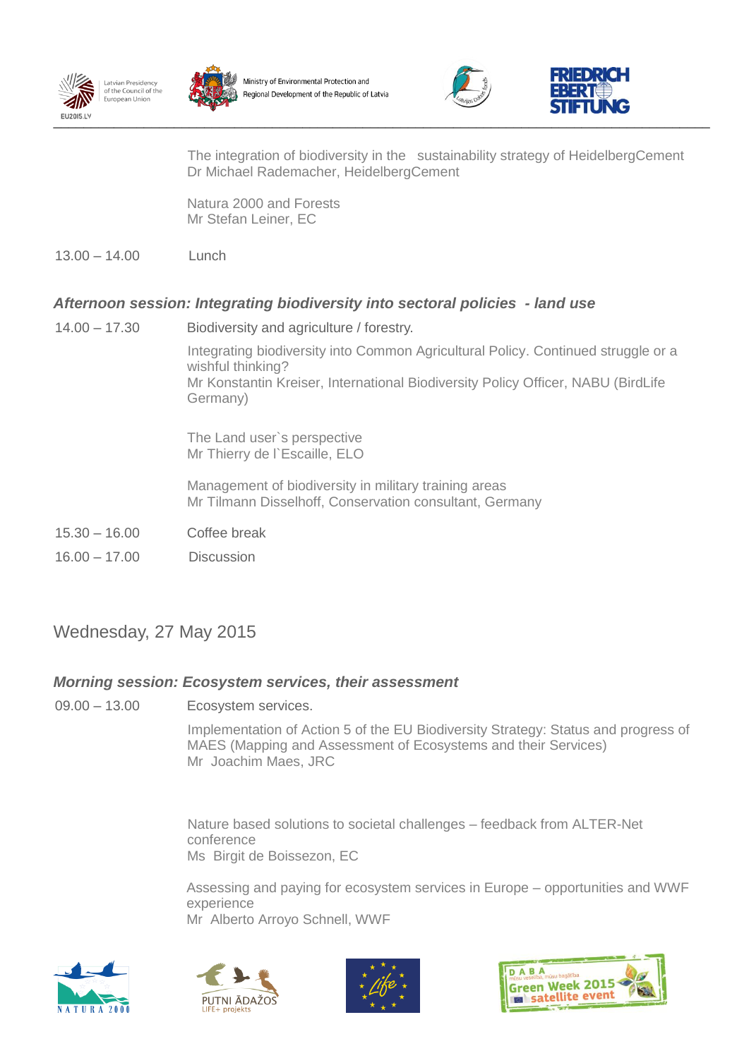The integration of biodiversity in the sustainability strategy of HeidelbergCement
Dr Michael Rademacher, HeidelbergCement

Natura 2000 and Forests
Mr Stefan Leiner, EC

13.00 – 14.00 Lunch

### *Afternoon session: Integrating biodiversity into sectoral policies - land use*

14.00 – 17.30 Biodiversity and agriculture / forestry.

Integrating biodiversity into Common Agricultural Policy. Continued struggle or a wishful thinking?
Mr Konstantin Kreiser, International Biodiversity Policy Officer, NABU (BirdLife Germany)

The Land user`s perspective
Mr Thierry de l`Escaille, ELO

Management of biodiversity in military training areas
Mr Tilmann Disselhoff, Conservation consultant, Germany

15.30 – 16.00 Coffee break

16.00 – 17.00 Discussion

## Wednesday, 27 May 2015

### *Morning session: Ecosystem services, their assessment*

09.00 – 13.00 Ecosystem services.

Implementation of Action 5 of the EU Biodiversity Strategy: Status and progress of MAES (Mapping and Assessment of Ecosystems and their Services)
Mr Joachim Maes, JRC

Nature based solutions to societal challenges – feedback from ALTER-Net conference
Ms Birgit de Boissezon, EC

Assessing and paying for ecosystem services in Europe – opportunities and WWF experience
Mr Alberto Arroyo Schnell, WWF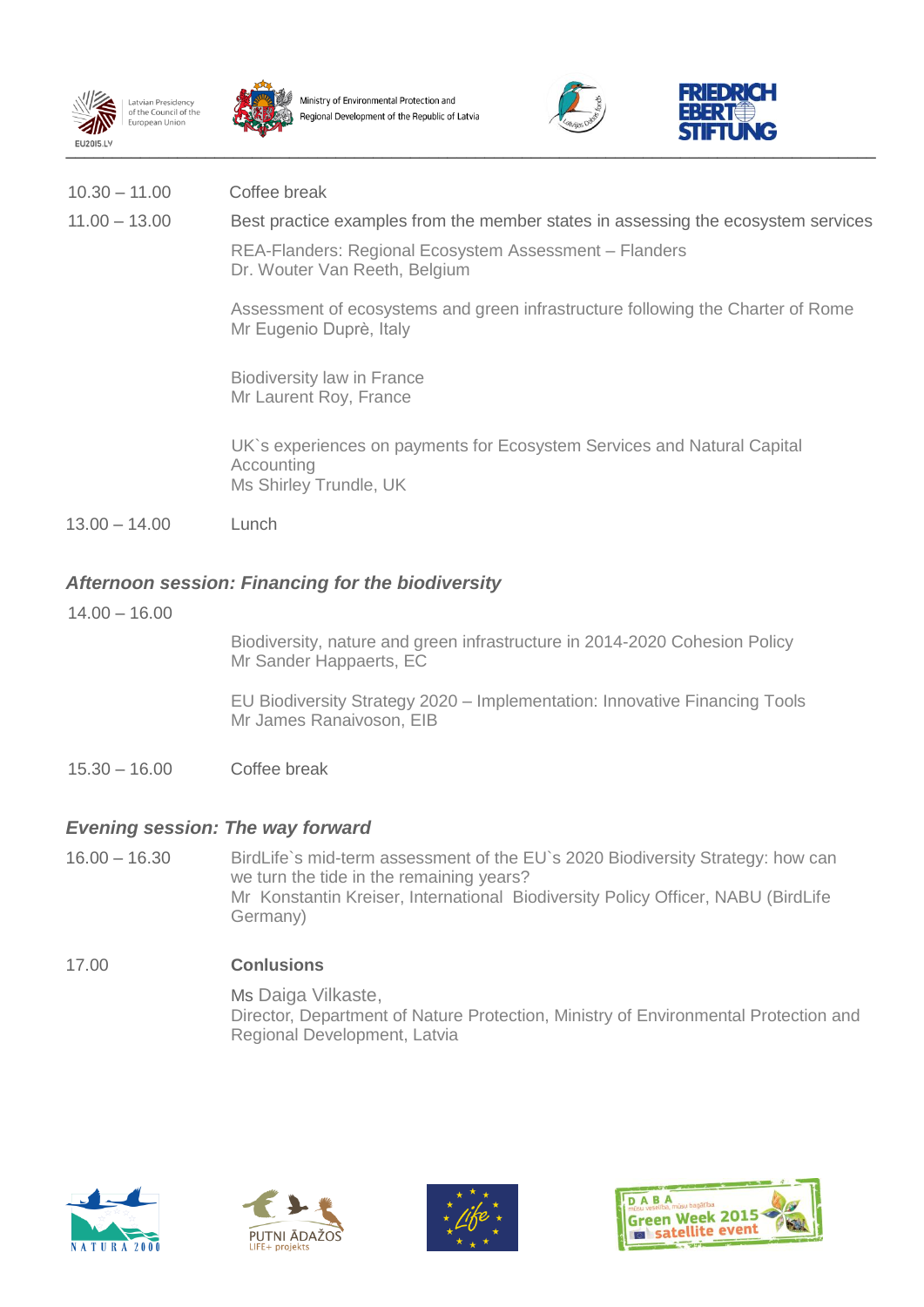10.30 – 11.00 Coffee break

11.00 – 13.00 Best practice examples from the member states in assessing the ecosystem services

REA-Flanders: Regional Ecosystem Assessment – Flanders
Dr. Wouter Van Reeth, Belgium

Assessment of ecosystems and green infrastructure following the Charter of Rome
Mr Eugenio Duprè, Italy

Biodiversity law in France
Mr Laurent Roy, France

UK`s experiences on payments for Ecosystem Services and Natural Capital Accounting
Ms Shirley Trundle, UK

13.00 – 14.00 Lunch

### *Afternoon session: Financing for the biodiversity*

14.00 – 16.00

Biodiversity, nature and green infrastructure in 2014-2020 Cohesion Policy
Mr Sander Happaerts, EC

EU Biodiversity Strategy 2020 – Implementation: Innovative Financing Tools
Mr James Ranaivoson, EIB

15.30 – 16.00 Coffee break

### *Evening session: The way forward*

16.00 – 16.30 BirdLife`s mid-term assessment of the EU`s 2020 Biodiversity Strategy: how can we turn the tide in the remaining years?
Mr Konstantin Kreiser, International Biodiversity Policy Officer, NABU (BirdLife Germany)

17.00 **Conlusions**

Ms Daiga Vilkaste,
Director, Department of Nature Protection, Ministry of Environmental Protection and Regional Development, Latvia